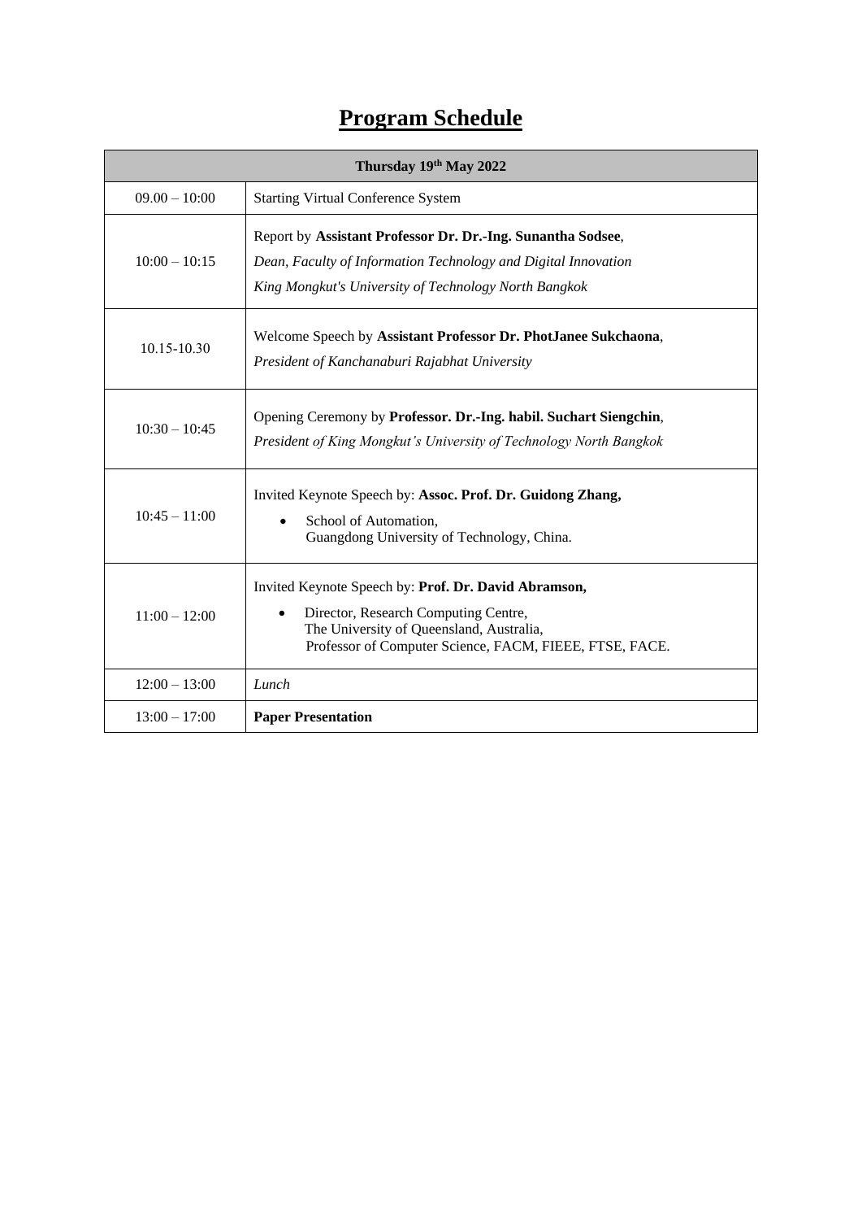# Program Schedule

| Thursday 19th May 2022 | |
|---|---|
| 09.00 – 10:00 | Starting Virtual Conference System |
| 10:00 – 10:15 | Report by **Assistant Professor Dr. Dr.-Ing. Sunantha Sodsee**, *Dean, Faculty of Information Technology and Digital Innovation* *King Mongkut's University of Technology North Bangkok* |
| 10.15-10.30 | Welcome Speech by **Assistant Professor Dr. PhotJanee Sukchaona**, *President of Kanchanaburi Rajabhat University* |
| 10:30 – 10:45 | Opening Ceremony by **Professor. Dr.-Ing. habil. Suchart Siengchin**, *President of King Mongkut's University of Technology North Bangkok* |
| 10:45 – 11:00 | Invited Keynote Speech by: **Assoc. Prof. Dr. Guidong Zhang,** • School of Automation, Guangdong University of Technology, China. |
| 11:00 – 12:00 | Invited Keynote Speech by: **Prof. Dr. David Abramson,** • Director, Research Computing Centre, The University of Queensland, Australia, Professor of Computer Science, FACM, FIEEE, FTSE, FACE. |
| 12:00 – 13:00 | *Lunch* |
| 13:00 – 17:00 | **Paper Presentation** |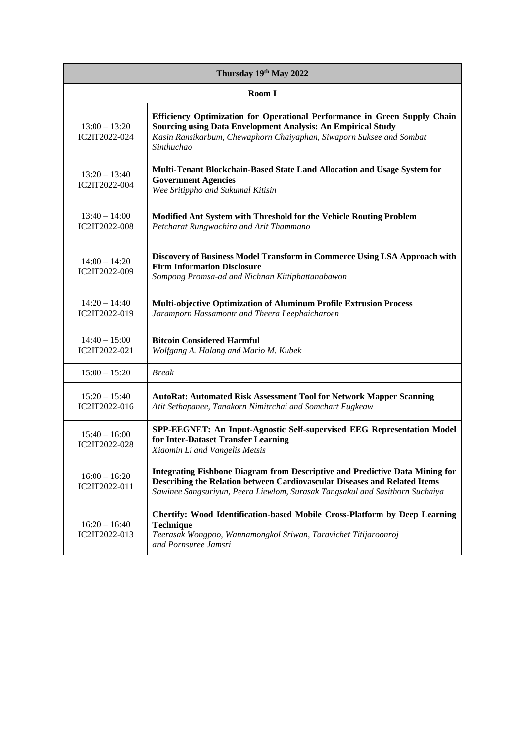| Thursday 19th May 2022 | |
|---|---|
| **Room I** | |
| 13:00 – 13:20<br>IC2IT2022-024 | **Efficiency Optimization for Operational Performance in Green Supply Chain Sourcing using Data Envelopment Analysis: An Empirical Study**<br>*Kasin Ransikarbum, Chewaphorn Chaiyaphan, Siwaporn Suksee and Sombat Sinthuchao* |
| 13:20 – 13:40<br>IC2IT2022-004 | **Multi-Tenant Blockchain-Based State Land Allocation and Usage System for Government Agencies**<br>*Wee Sritippho and Sukumal Kitisin* |
| 13:40 – 14:00<br>IC2IT2022-008 | **Modified Ant System with Threshold for the Vehicle Routing Problem**<br>*Petcharat Rungwachira and Arit Thammano* |
| 14:00 – 14:20<br>IC2IT2022-009 | **Discovery of Business Model Transform in Commerce Using LSA Approach with Firm Information Disclosure**<br>*Sompong Promsa-ad and Nichnan Kittiphattanabawon* |
| 14:20 – 14:40<br>IC2IT2022-019 | **Multi-objective Optimization of Aluminum Profile Extrusion Process**<br>*Jaramporn Hassamontr and Theera Leephaicharoen* |
| 14:40 – 15:00<br>IC2IT2022-021 | **Bitcoin Considered Harmful**<br>*Wolfgang A. Halang and Mario M. Kubek* |
| 15:00 – 15:20 | *Break* |
| 15:20 – 15:40<br>IC2IT2022-016 | **AutoRat: Automated Risk Assessment Tool for Network Mapper Scanning**<br>*Atit Sethapanee, Tanakorn Nimitrchai and Somchart Fugkeaw* |
| 15:40 – 16:00<br>IC2IT2022-028 | **SPP-EEGNET: An Input-Agnostic Self-supervised EEG Representation Model for Inter-Dataset Transfer Learning**<br>*Xiaomin Li and Vangelis Metsis* |
| 16:00 – 16:20<br>IC2IT2022-011 | **Integrating Fishbone Diagram from Descriptive and Predictive Data Mining for Describing the Relation between Cardiovascular Diseases and Related Items**<br>*Sawinee Sangsuriyun, Peera Liewlom, Surasak Tangsakul and Sasithorn Suchaiya* |
| 16:20 – 16:40<br>IC2IT2022-013 | **Chertify: Wood Identification-based Mobile Cross-Platform by Deep Learning Technique**<br>*Teerasak Wongpoo, Wannamongkol Sriwan, Taravichet Titijaroonroj and Pornsuree Jamsri* |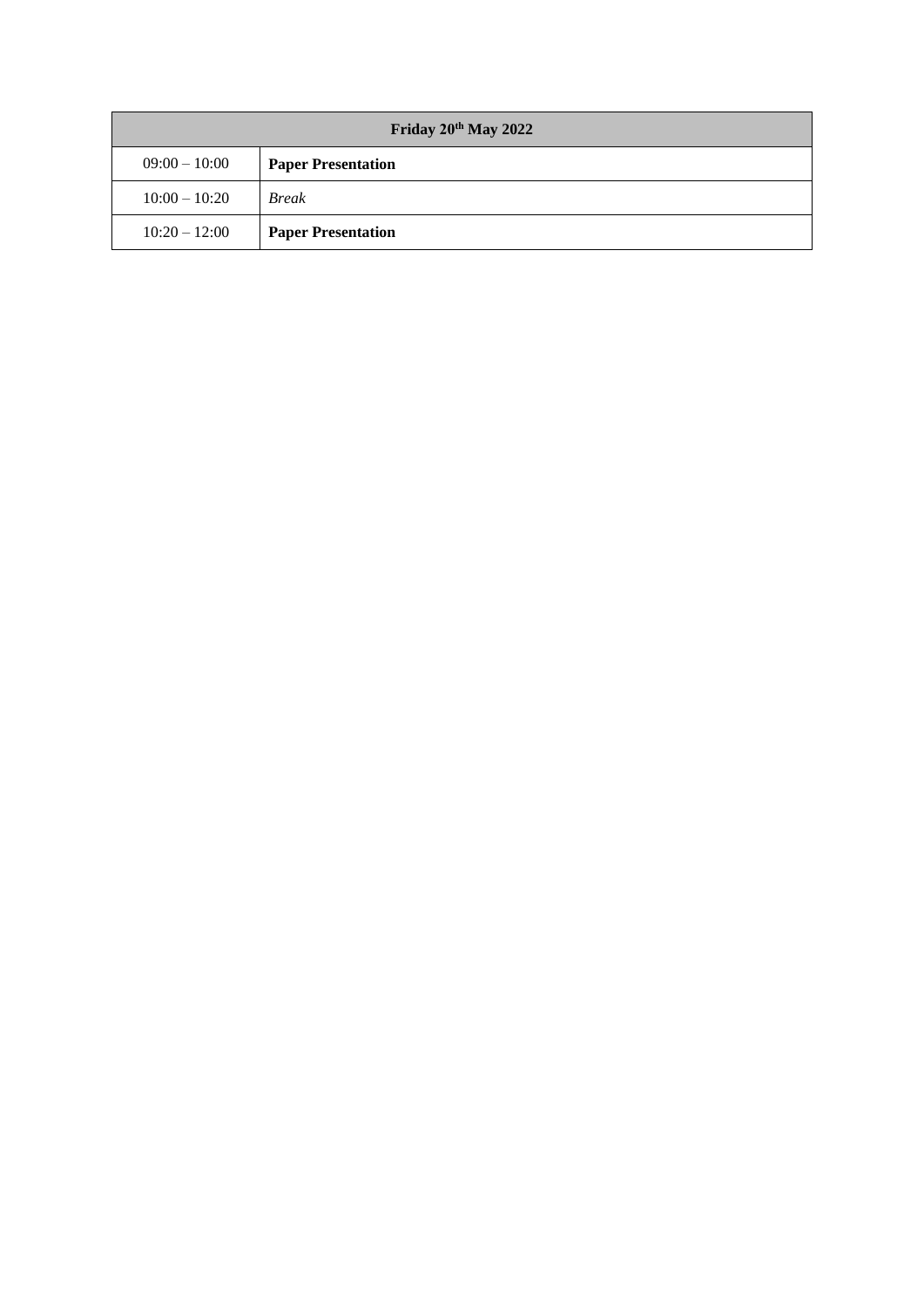| Friday 20th May 2022 | |
|---|---|
| 09:00 – 10:00 | **Paper Presentation** |
| 10:00 – 10:20 | *Break* |
| 10:20 – 12:00 | **Paper Presentation** |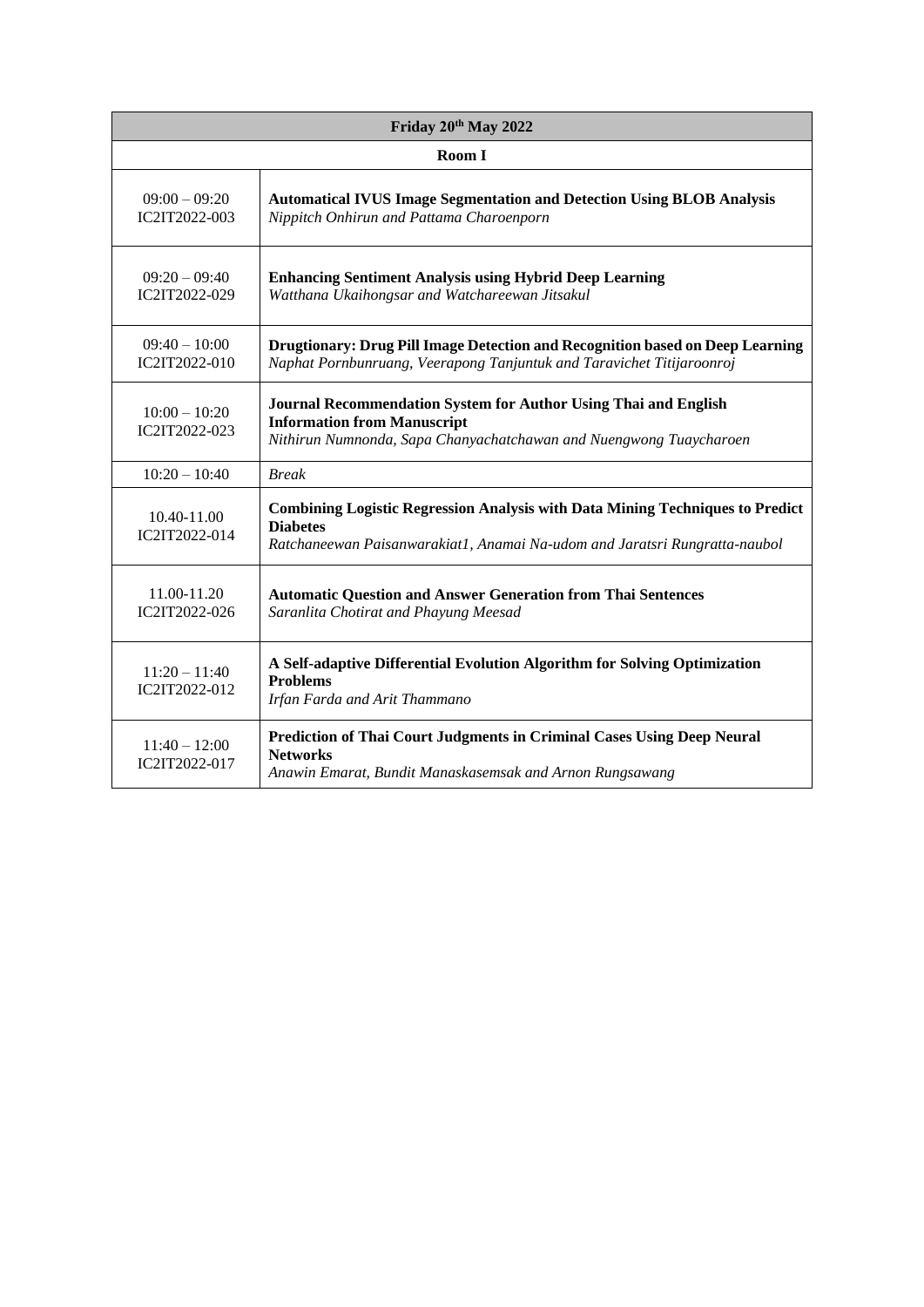| Friday 20th May 2022 | |
|---|---|
| **Room I** | |
| 09:00 – 09:20<br>IC2IT2022-003 | **Automatical IVUS Image Segmentation and Detection Using BLOB Analysis**<br>*Nippitch Onhirun and Pattama Charoenporn* |
| 09:20 – 09:40<br>IC2IT2022-029 | **Enhancing Sentiment Analysis using Hybrid Deep Learning**<br>*Watthana Ukaihongsar and Watchareewan Jitsakul* |
| 09:40 – 10:00<br>IC2IT2022-010 | **Drugtionary: Drug Pill Image Detection and Recognition based on Deep Learning**<br>*Naphat Pornbunruang, Veerapong Tanjuntuk and Taravichet Titijaroonroj* |
| 10:00 – 10:20<br>IC2IT2022-023 | **Journal Recommendation System for Author Using Thai and English Information from Manuscript**<br>*Nithirun Numnonda, Sapa Chanyachatchawan and Nuengwong Tuaycharoen* |
| 10:20 – 10:40 | *Break* |
| 10.40-11.00<br>IC2IT2022-014 | **Combining Logistic Regression Analysis with Data Mining Techniques to Predict Diabetes**<br>*Ratchaneewan Paisanwarakiat1, Anamai Na-udom and Jaratsri Rungratta-naubol* |
| 11.00-11.20<br>IC2IT2022-026 | **Automatic Question and Answer Generation from Thai Sentences**<br>*Saranlita Chotirat and Phayung Meesad* |
| 11:20 – 11:40<br>IC2IT2022-012 | **A Self-adaptive Differential Evolution Algorithm for Solving Optimization Problems**<br>*Irfan Farda and Arit Thammano* |
| 11:40 – 12:00<br>IC2IT2022-017 | **Prediction of Thai Court Judgments in Criminal Cases Using Deep Neural Networks**<br>*Anawin Emarat, Bundit Manaskasemsak and Arnon Rungsawang* |